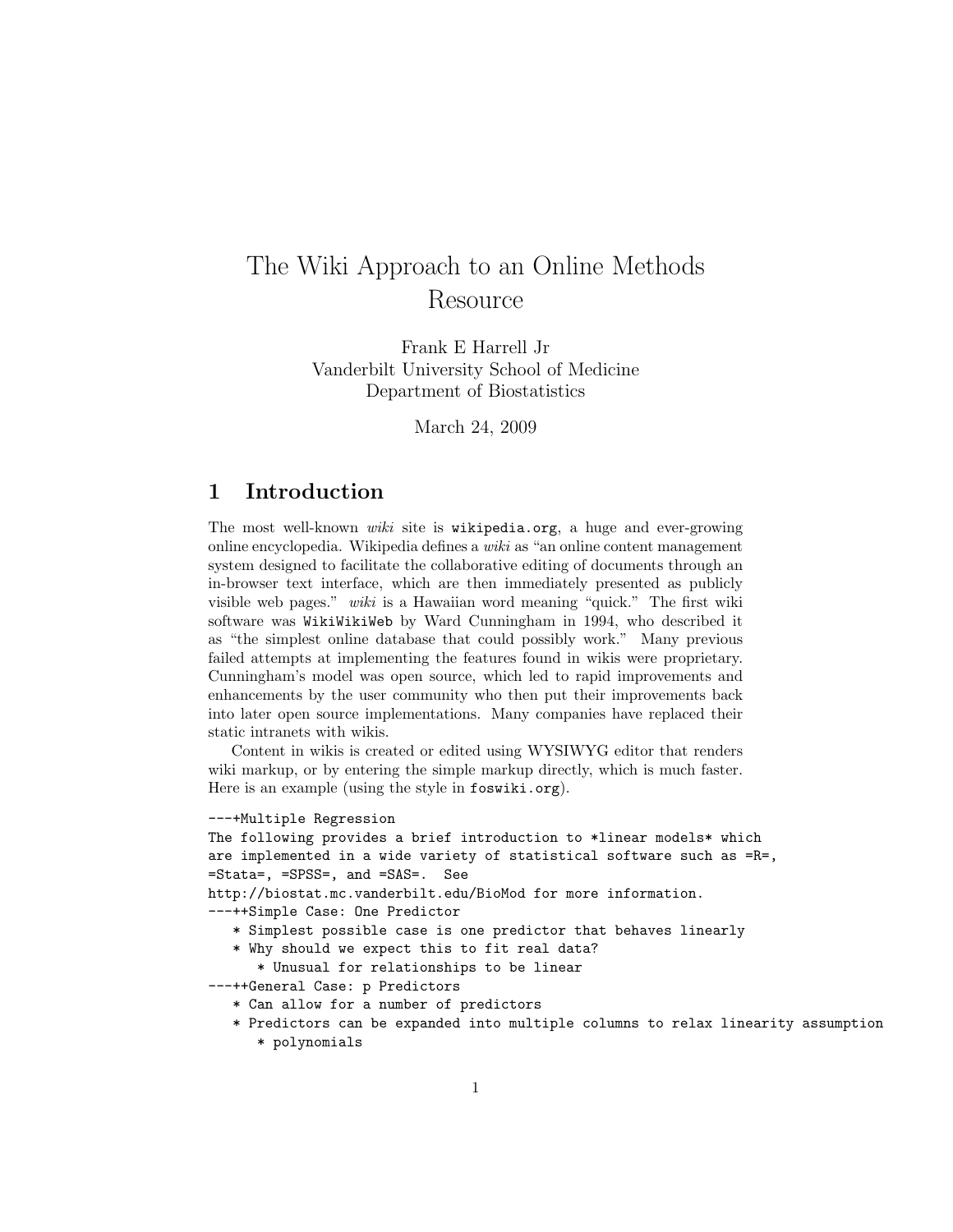# The Wiki Approach to an Online Methods Resource

Frank E Harrell Jr
Vanderbilt University School of Medicine
Department of Biostatistics

March 24, 2009

## 1 Introduction

The most well-known *wiki* site is `wikipedia.org`, a huge and ever-growing online encyclopedia. Wikipedia defines a *wiki* as "an online content management system designed to facilitate the collaborative editing of documents through an in-browser text interface, which are then immediately presented as publicly visible web pages." *wiki* is a Hawaiian word meaning "quick." The first wiki software was `WikiWikiWeb` by Ward Cunningham in 1994, who described it as "the simplest online database that could possibly work." Many previous failed attempts at implementing the features found in wikis were proprietary. Cunningham's model was open source, which led to rapid improvements and enhancements by the user community who then put their improvements back into later open source implementations. Many companies have replaced their static intranets with wikis.

Content in wikis is created or edited using WYSIWYG editor that renders wiki markup, or by entering the simple markup directly, which is much faster. Here is an example (using the style in `foswiki.org`).

```
---+Multiple Regression
The following provides a brief introduction to *linear models* which
are implemented in a wide variety of statistical software such as =R=,
=Stata=, =SPSS=, and =SAS=.  See
http://biostat.mc.vanderbilt.edu/BioMod for more information.
---++Simple Case: One Predictor
   * Simplest possible case is one predictor that behaves linearly
   * Why should we expect this to fit real data?
      * Unusual for relationships to be linear
---++General Case: p Predictors
   * Can allow for a number of predictors
   * Predictors can be expanded into multiple columns to relax linearity assumption
      * polynomials
```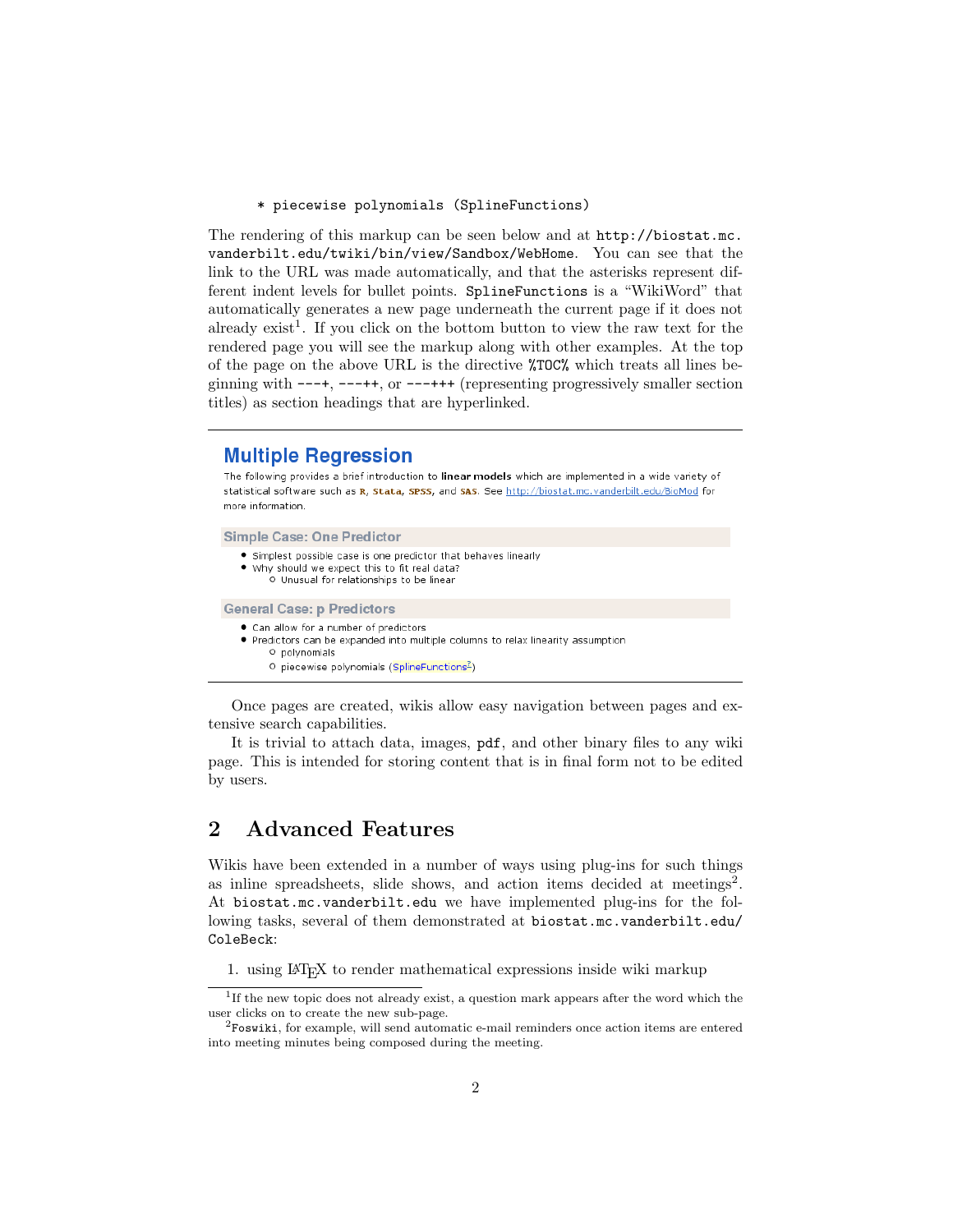```
    * piecewise polynomials (SplineFunctions)
```

The rendering of this markup can be seen below and at `http://biostat.mc.vanderbilt.edu/twiki/bin/view/Sandbox/WebHome`. You can see that the link to the URL was made automatically, and that the asterisks represent different indent levels for bullet points. `SplineFunctions` is a "WikiWord" that automatically generates a new page underneath the current page if it does not already exist[1]. If you click on the bottom button to view the raw text for the rendered page you will see the markup along with other examples. At the top of the page on the above URL is the directive `%TOC%` which treats all lines beginning with `---+`, `---++`, or `---+++` (representing progressively smaller section titles) as section headings that are hyperlinked.

---

**Multiple Regression**

The following provides a brief introduction to **linear models** which are implemented in a wide variety of statistical software such as **R**, **Stata**, **SPSS**, and **SAS**. See http://biostat.mc.vanderbilt.edu/BioMod for more information.

**Simple Case: One Predictor**

- Simplest possible case is one predictor that behaves linearly
- Why should we expect this to fit real data?
    - Unusual for relationships to be linear

**General Case: p Predictors**

- Can allow for a number of predictors
- Predictors can be expanded into multiple columns to relax linearity assumption
    - polynomials
    - piecewise polynomials (SplineFunctions?)

---

Once pages are created, wikis allow easy navigation between pages and extensive search capabilities.

It is trivial to attach data, images, `pdf`, and other binary files to any wiki page. This is intended for storing content that is in final form not to be edited by users.

## 2 Advanced Features

Wikis have been extended in a number of ways using plug-ins for such things as inline spreadsheets, slide shows, and action items decided at meetings[2]. At `biostat.mc.vanderbilt.edu` we have implemented plug-ins for the following tasks, several of them demonstrated at `biostat.mc.vanderbilt.edu/ColeBeck`:

1. using LaTeX to render mathematical expressions inside wiki markup

---

[1] If the new topic does not already exist, a question mark appears after the word which the user clicks on to create the new sub-page.

[2] `Foswiki`, for example, will send automatic e-mail reminders once action items are entered into meeting minutes being composed during the meeting.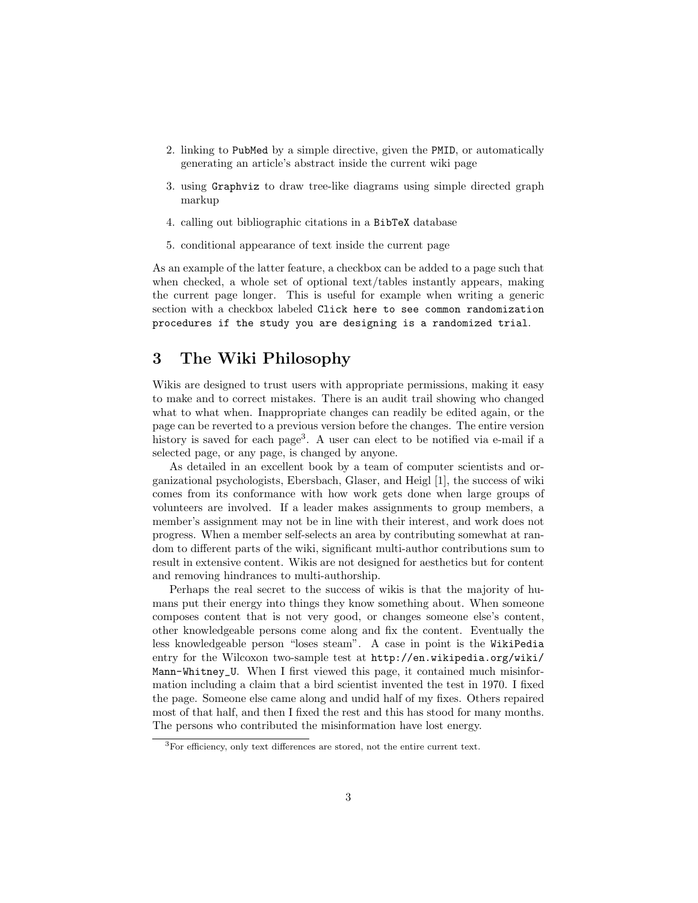2. linking to `PubMed` by a simple directive, given the `PMID`, or automatically generating an article's abstract inside the current wiki page
3. using `Graphviz` to draw tree-like diagrams using simple directed graph markup
4. calling out bibliographic citations in a `BibTeX` database
5. conditional appearance of text inside the current page

As an example of the latter feature, a checkbox can be added to a page such that when checked, a whole set of optional text/tables instantly appears, making the current page longer. This is useful for example when writing a generic section with a checkbox labeled `Click here to see common randomization procedures if the study you are designing is a randomized trial`.

## 3 The Wiki Philosophy

Wikis are designed to trust users with appropriate permissions, making it easy to make and to correct mistakes. There is an audit trail showing who changed what to what when. Inappropriate changes can readily be edited again, or the page can be reverted to a previous version before the changes. The entire version history is saved for each page[3]. A user can elect to be notified via e-mail if a selected page, or any page, is changed by anyone.

As detailed in an excellent book by a team of computer scientists and organizational psychologists, Ebersbach, Glaser, and Heigl [1], the success of wiki comes from its conformance with how work gets done when large groups of volunteers are involved. If a leader makes assignments to group members, a member's assignment may not be in line with their interest, and work does not progress. When a member self-selects an area by contributing somewhat at random to different parts of the wiki, significant multi-author contributions sum to result in extensive content. Wikis are not designed for aesthetics but for content and removing hindrances to multi-authorship.

Perhaps the real secret to the success of wikis is that the majority of humans put their energy into things they know something about. When someone composes content that is not very good, or changes someone else's content, other knowledgeable persons come along and fix the content. Eventually the less knowledgeable person "loses steam". A case in point is the `WikiPedia` entry for the Wilcoxon two-sample test at `http://en.wikipedia.org/wiki/Mann-Whitney_U`. When I first viewed this page, it contained much misinformation including a claim that a bird scientist invented the test in 1970. I fixed the page. Someone else came along and undid half of my fixes. Others repaired most of that half, and then I fixed the rest and this has stood for many months. The persons who contributed the misinformation have lost energy.

[3] For efficiency, only text differences are stored, not the entire current text.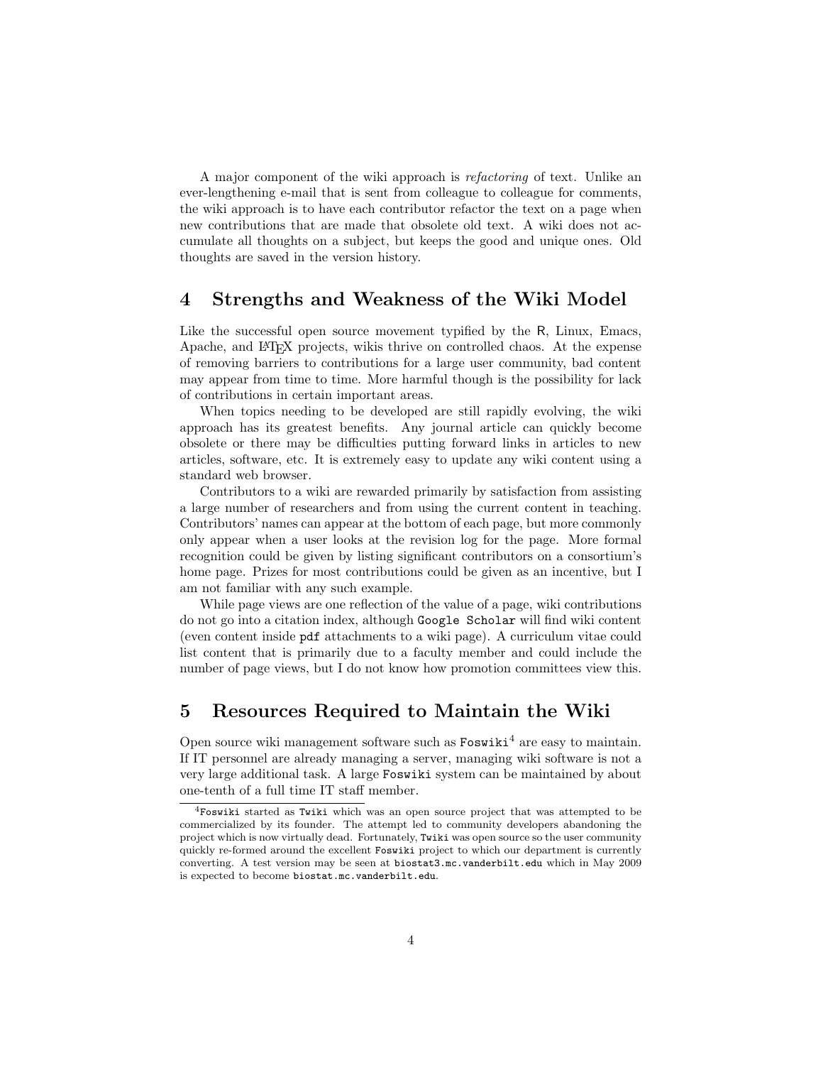A major component of the wiki approach is *refactoring* of text. Unlike an ever-lengthening e-mail that is sent from colleague to colleague for comments, the wiki approach is to have each contributor refactor the text on a page when new contributions that are made that obsolete old text. A wiki does not accumulate all thoughts on a subject, but keeps the good and unique ones. Old thoughts are saved in the version history.

## 4 Strengths and Weakness of the Wiki Model

Like the successful open source movement typified by the R, Linux, Emacs, Apache, and LaTeX projects, wikis thrive on controlled chaos. At the expense of removing barriers to contributions for a large user community, bad content may appear from time to time. More harmful though is the possibility for lack of contributions in certain important areas.

When topics needing to be developed are still rapidly evolving, the wiki approach has its greatest benefits. Any journal article can quickly become obsolete or there may be difficulties putting forward links in articles to new articles, software, etc. It is extremely easy to update any wiki content using a standard web browser.

Contributors to a wiki are rewarded primarily by satisfaction from assisting a large number of researchers and from using the current content in teaching. Contributors' names can appear at the bottom of each page, but more commonly only appear when a user looks at the revision log for the page. More formal recognition could be given by listing significant contributors on a consortium's home page. Prizes for most contributions could be given as an incentive, but I am not familiar with any such example.

While page views are one reflection of the value of a page, wiki contributions do not go into a citation index, although `Google Scholar` will find wiki content (even content inside `pdf` attachments to a wiki page). A curriculum vitae could list content that is primarily due to a faculty member and could include the number of page views, but I do not know how promotion committees view this.

## 5 Resources Required to Maintain the Wiki

Open source wiki management software such as `Foswiki`[4] are easy to maintain. If IT personnel are already managing a server, managing wiki software is not a very large additional task. A large `Foswiki` system can be maintained by about one-tenth of a full time IT staff member.

[4] `Foswiki` started as `Twiki` which was an open source project that was attempted to be commercialized by its founder. The attempt led to community developers abandoning the project which is now virtually dead. Fortunately, `Twiki` was open source so the user community quickly re-formed around the excellent `Foswiki` project to which our department is currently converting. A test version may be seen at `biostat3.mc.vanderbilt.edu` which in May 2009 is expected to become `biostat.mc.vanderbilt.edu`.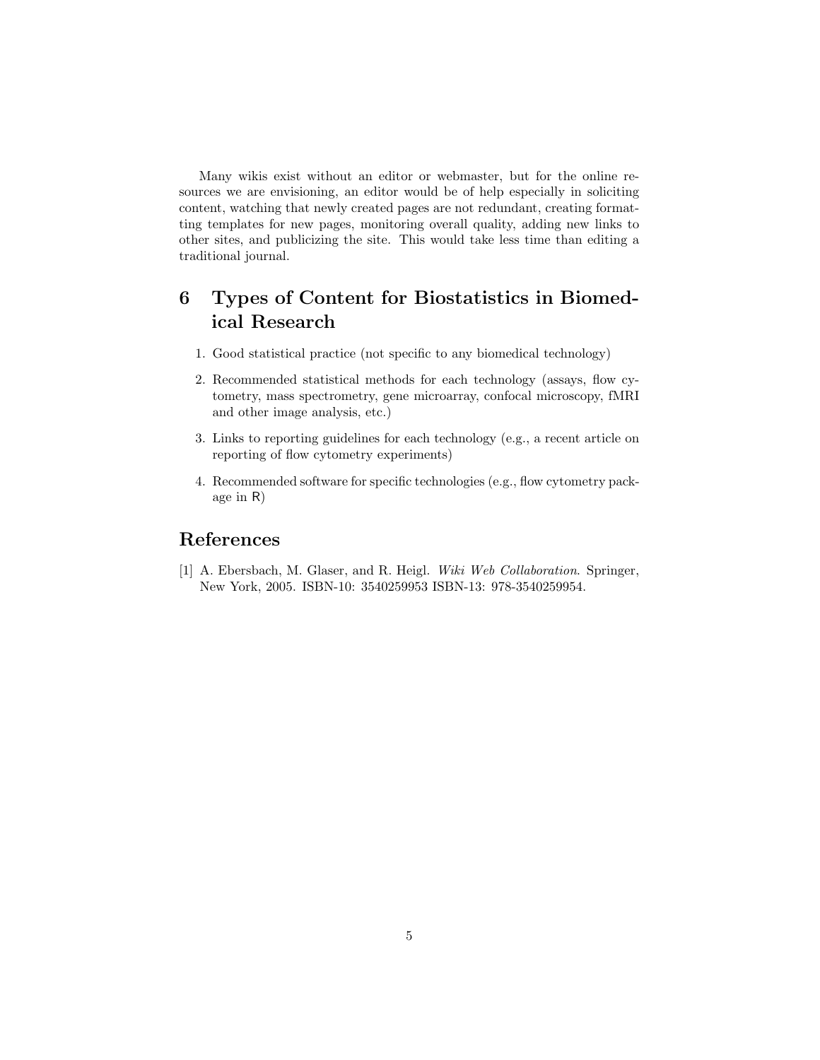Many wikis exist without an editor or webmaster, but for the online resources we are envisioning, an editor would be of help especially in soliciting content, watching that newly created pages are not redundant, creating formatting templates for new pages, monitoring overall quality, adding new links to other sites, and publicizing the site. This would take less time than editing a traditional journal.

## 6 Types of Content for Biostatistics in Biomedical Research

1. Good statistical practice (not specific to any biomedical technology)
2. Recommended statistical methods for each technology (assays, flow cytometry, mass spectrometry, gene microarray, confocal microscopy, fMRI and other image analysis, etc.)
3. Links to reporting guidelines for each technology (e.g., a recent article on reporting of flow cytometry experiments)
4. Recommended software for specific technologies (e.g., flow cytometry package in R)

## References

[1] A. Ebersbach, M. Glaser, and R. Heigl. *Wiki Web Collaboration*. Springer, New York, 2005. ISBN-10: 3540259953 ISBN-13: 978-3540259954.